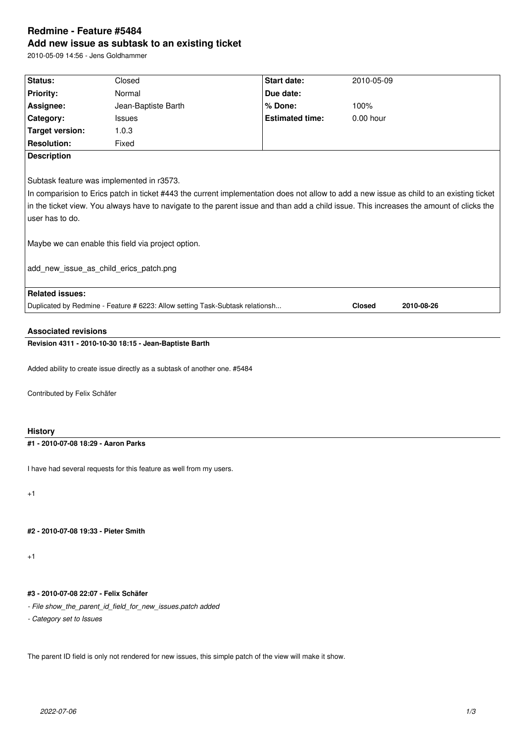# Redmine - Feature #5484

## Add new issue as subtask to an existing ticket

2010-05-09 14:56 - Jens Goldhammer

| | | | |
|---|---|---|---|
| **Status:** | Closed | **Start date:** | 2010-05-09 |
| **Priority:** | Normal | **Due date:** | |
| **Assignee:** | Jean-Baptiste Barth | **% Done:** | 100% |
| **Category:** | Issues | **Estimated time:** | 0.00 hour |
| **Target version:** | 1.0.3 | | |
| **Resolution:** | Fixed | | |

**Description**

Subtask feature was implemented in r3573.
In comparision to Erics patch in ticket #443 the current implementation does not allow to add a new issue as child to an existing ticket in the ticket view. You always have to navigate to the parent issue and than add a child issue. This increases the amount of clicks the user has to do.

Maybe we can enable this field via project option.

add_new_issue_as_child_erics_patch.png

**Related issues:**

| | | |
|---|---|---|
| Duplicated by Redmine - Feature # 6223: Allow setting Task-Subtask relationsh... | **Closed** | **2010-08-26** |

### Associated revisions

**Revision 4311 - 2010-10-30 18:15 - Jean-Baptiste Barth**

Added ability to create issue directly as a subtask of another one. #5484

Contributed by Felix Schäfer

### History

**#1 - 2010-07-08 18:29 - Aaron Parks**

I have had several requests for this feature as well from my users.

+1

**#2 - 2010-07-08 19:33 - Pieter Smith**

+1

**#3 - 2010-07-08 22:07 - Felix Schäfer**

- *File show_the_parent_id_field_for_new_issues.patch added*
- *Category set to Issues*

The parent ID field is only not rendered for new issues, this simple patch of the view will make it show.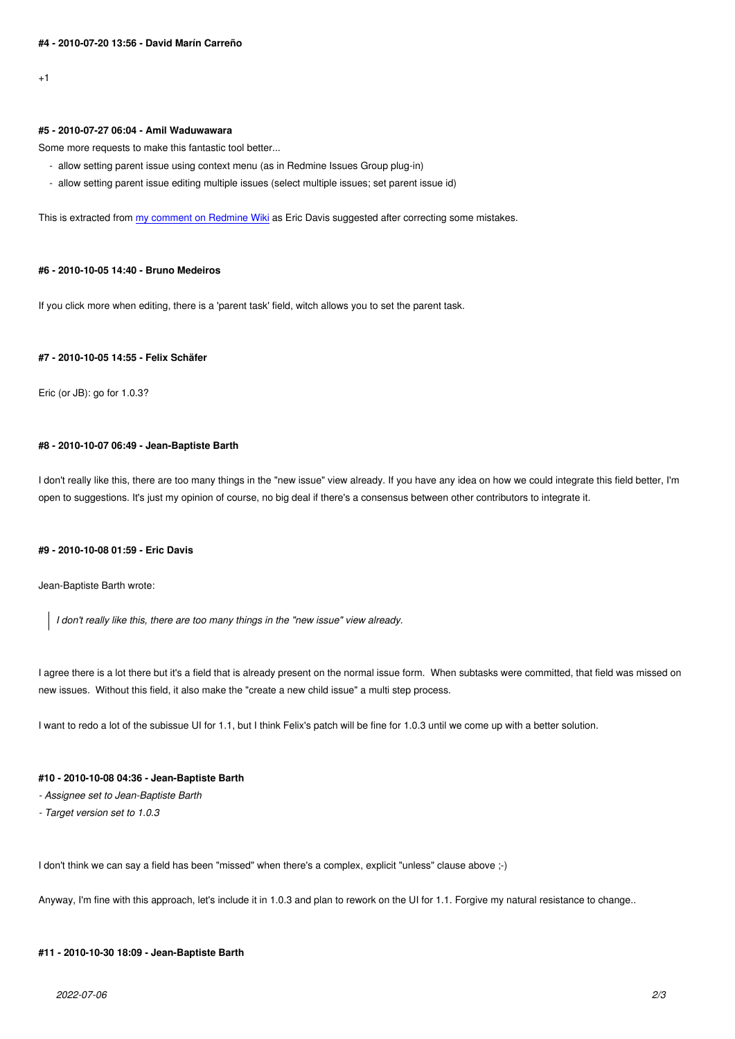#### #4 - 2010-07-20 13:56 - David Marín Carreño

+1

#### #5 - 2010-07-27 06:04 - Amil Waduwawara

Some more requests to make this fantastic tool better...

- allow setting parent issue using context menu (as in Redmine Issues Group plug-in)
- allow setting parent issue editing multiple issues (select multiple issues; set parent issue id)

This is extracted from my comment on Redmine Wiki as Eric Davis suggested after correcting some mistakes.

#### #6 - 2010-10-05 14:40 - Bruno Medeiros

If you click more when editing, there is a 'parent task' field, witch allows you to set the parent task.

#### #7 - 2010-10-05 14:55 - Felix Schäfer

Eric (or JB): go for 1.0.3?

#### #8 - 2010-10-07 06:49 - Jean-Baptiste Barth

I don't really like this, there are too many things in the "new issue" view already. If you have any idea on how we could integrate this field better, I'm open to suggestions. It's just my opinion of course, no big deal if there's a consensus between other contributors to integrate it.

#### #9 - 2010-10-08 01:59 - Eric Davis

Jean-Baptiste Barth wrote:

> *I don't really like this, there are too many things in the "new issue" view already.*

I agree there is a lot there but it's a field that is already present on the normal issue form. When subtasks were committed, that field was missed on new issues. Without this field, it also make the "create a new child issue" a multi step process.

I want to redo a lot of the subissue UI for 1.1, but I think Felix's patch will be fine for 1.0.3 until we come up with a better solution.

#### #10 - 2010-10-08 04:36 - Jean-Baptiste Barth

*- Assignee set to Jean-Baptiste Barth*
*- Target version set to 1.0.3*

I don't think we can say a field has been "missed" when there's a complex, explicit "unless" clause above ;-)

Anyway, I'm fine with this approach, let's include it in 1.0.3 and plan to rework on the UI for 1.1. Forgive my natural resistance to change..

#### #11 - 2010-10-30 18:09 - Jean-Baptiste Barth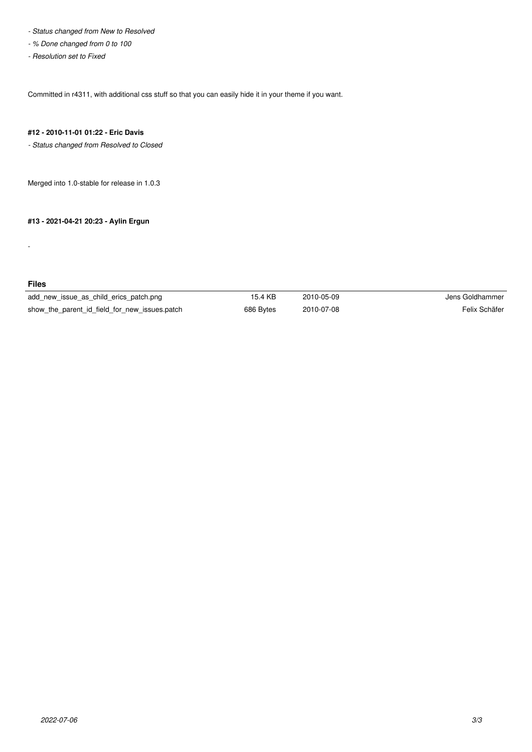- *Status changed from New to Resolved*
- *% Done changed from 0 to 100*
- *Resolution set to Fixed*

Committed in r4311, with additional css stuff so that you can easily hide it in your theme if you want.

#### #12 - 2010-11-01 01:22 - Eric Davis

- *Status changed from Resolved to Closed*

Merged into 1.0-stable for release in 1.0.3

#### #13 - 2021-04-21 20:23 - Aylin Ergun

-

### Files

| | | | |
|---|---|---|---|
| add_new_issue_as_child_erics_patch.png | 15.4 KB | 2010-05-09 | Jens Goldhammer |
| show_the_parent_id_field_for_new_issues.patch | 686 Bytes | 2010-07-08 | Felix Schäfer |